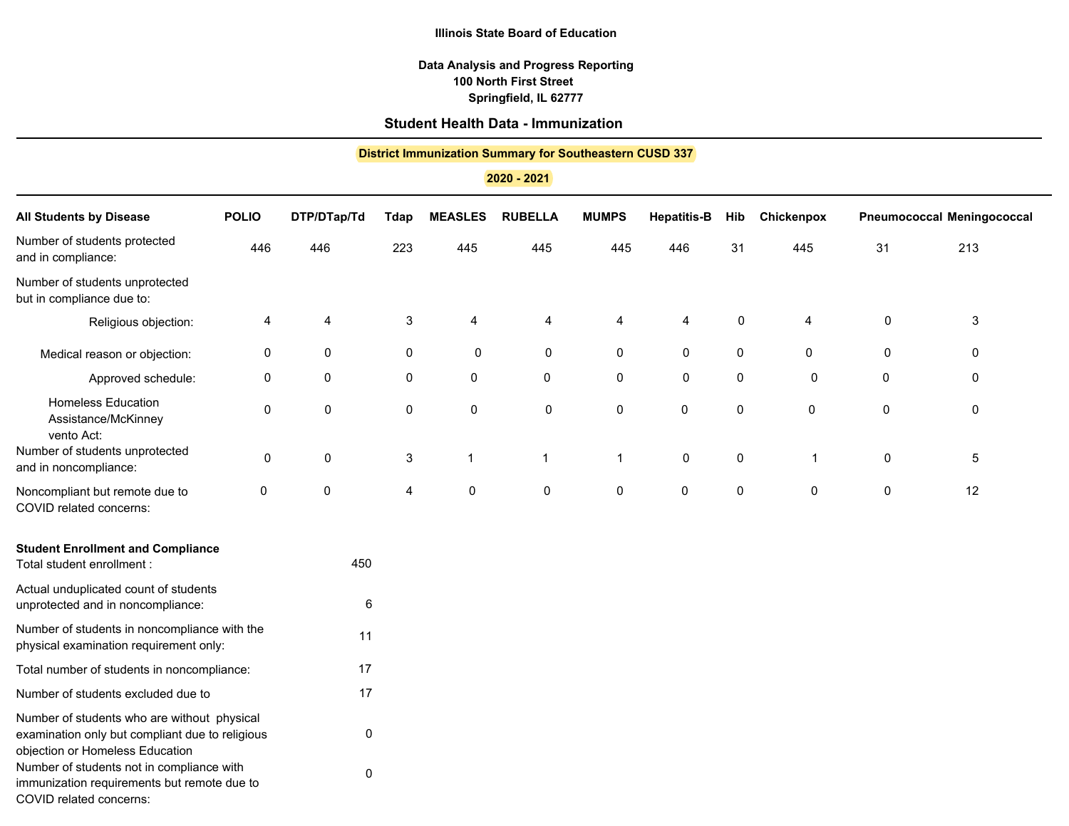**Illinois State Board of Education**

**Data Analysis and Progress Reporting**
**100 North First Street**
**Springfield, IL 62777**

## Student Health Data - Immunization

**District Immunization Summary for Southeastern CUSD 337**

**2020 - 2021**

| All Students by Disease | POLIO | DTP/DTap/Td | Tdap | MEASLES | RUBELLA | MUMPS | Hepatitis-B | Hib | Chickenpox | Pneumococcal | Meningococcal |
|---|---|---|---|---|---|---|---|---|---|---|---|
| Number of students protected and in compliance: | 446 | 446 | 223 | 445 | 445 | 445 | 446 | 31 | 445 | 31 | 213 |
| Number of students unprotected but in compliance due to: | | | | | | | | | | | |
| Religious objection: | 4 | 4 | 3 | 4 | 4 | 4 | 4 | 0 | 4 | 0 | 3 |
| Medical reason or objection: | 0 | 0 | 0 | 0 | 0 | 0 | 0 | 0 | 0 | 0 | 0 |
| Approved schedule: | 0 | 0 | 0 | 0 | 0 | 0 | 0 | 0 | 0 | 0 | 0 |
| Homeless Education Assistance/McKinney vento Act: | 0 | 0 | 0 | 0 | 0 | 0 | 0 | 0 | 0 | 0 | 0 |
| Number of students unprotected and in noncompliance: | 0 | 0 | 3 | 1 | 1 | 1 | 0 | 0 | 1 | 0 | 5 |
| Noncompliant but remote due to COVID related concerns: | 0 | 0 | 4 | 0 | 0 | 0 | 0 | 0 | 0 | 0 | 12 |

**Student Enrollment and Compliance**

| | |
|---|---|
| Total student enrollment : | 450 |
| Actual unduplicated count of students unprotected and in noncompliance: | 6 |
| Number of students in noncompliance with the physical examination requirement only: | 11 |
| Total number of students in noncompliance: | 17 |
| Number of students excluded due to | 17 |
| Number of students who are without physical examination only but compliant due to religious objection or Homeless Education | 0 |
| Number of students not in compliance with immunization requirements but remote due to COVID related concerns: | 0 |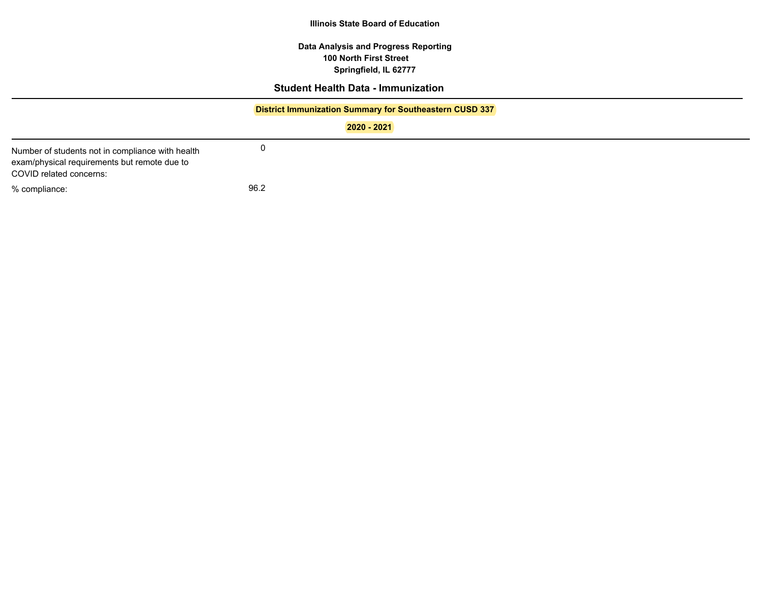**Illinois State Board of Education**

**Data Analysis and Progress Reporting**
**100 North First Street**
**Springfield, IL 62777**

## Student Health Data - Immunization

**District Immunization Summary for Southeastern CUSD 337**

**2020 - 2021**

| | |
|---|---|
| Number of students not in compliance with health exam/physical requirements but remote due to COVID related concerns: | 0 |
| % compliance: | 96.2 |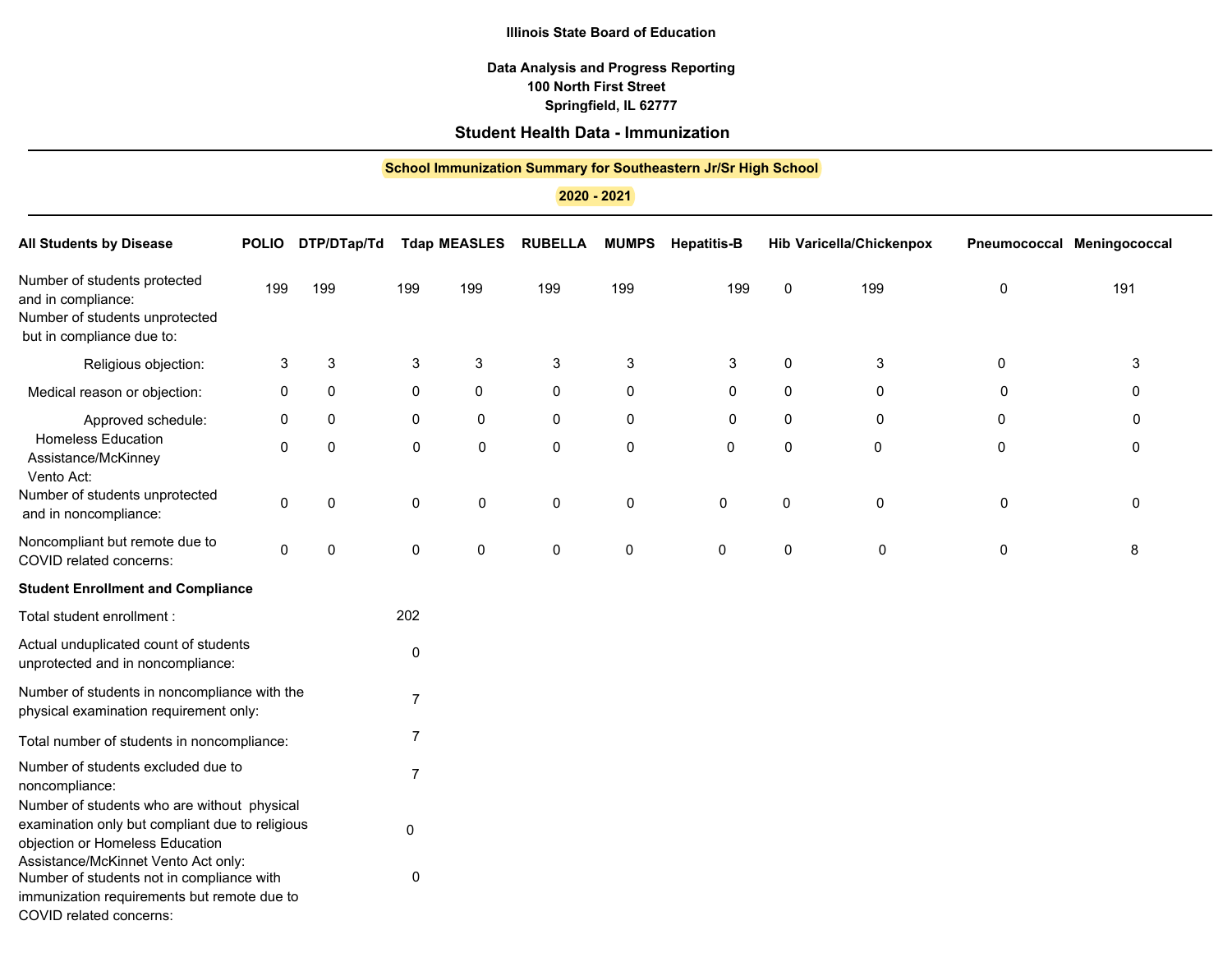**Illinois State Board of Education**

**Data Analysis and Progress Reporting**
**100 North First Street**
**Springfield, IL 62777**

## Student Health Data - Immunization

**School Immunization Summary for Southeastern Jr/Sr High School**

**2020 - 2021**

| All Students by Disease | POLIO | DTP/DTap/Td | Tdap | MEASLES | RUBELLA | MUMPS | Hepatitis-B | Hib | Varicella/Chickenpox | Pneumococcal | Meningococcal |
|---|---|---|---|---|---|---|---|---|---|---|---|
| Number of students protected and in compliance: | 199 | 199 | 199 | 199 | 199 | 199 | 199 | 0 | 199 | 0 | 191 |
| Number of students unprotected but in compliance due to: | | | | | | | | | | | |
| Religious objection: | 3 | 3 | 3 | 3 | 3 | 3 | 3 | 0 | 3 | 0 | 3 |
| Medical reason or objection: | 0 | 0 | 0 | 0 | 0 | 0 | 0 | 0 | 0 | 0 | 0 |
| Approved schedule: | 0 | 0 | 0 | 0 | 0 | 0 | 0 | 0 | 0 | 0 | 0 |
| Homeless Education Assistance/McKinney Vento Act: | 0 | 0 | 0 | 0 | 0 | 0 | 0 | 0 | 0 | 0 | 0 |
| Number of students unprotected and in noncompliance: | 0 | 0 | 0 | 0 | 0 | 0 | 0 | 0 | 0 | 0 | 0 |
| Noncompliant but remote due to COVID related concerns: | 0 | 0 | 0 | 0 | 0 | 0 | 0 | 0 | 0 | 0 | 8 |

**Student Enrollment and Compliance**

| | |
|---|---|
| Total student enrollment : | 202 |
| Actual unduplicated count of students unprotected and in noncompliance: | 0 |
| Number of students in noncompliance with the physical examination requirement only: | 7 |
| Total number of students in noncompliance: | 7 |
| Number of students excluded due to noncompliance: | 7 |
| Number of students who are without physical examination only but compliant due to religious objection or Homeless Education Assistance/McKinnet Vento Act only: | 0 |
| Number of students not in compliance with immunization requirements but remote due to COVID related concerns: | 0 |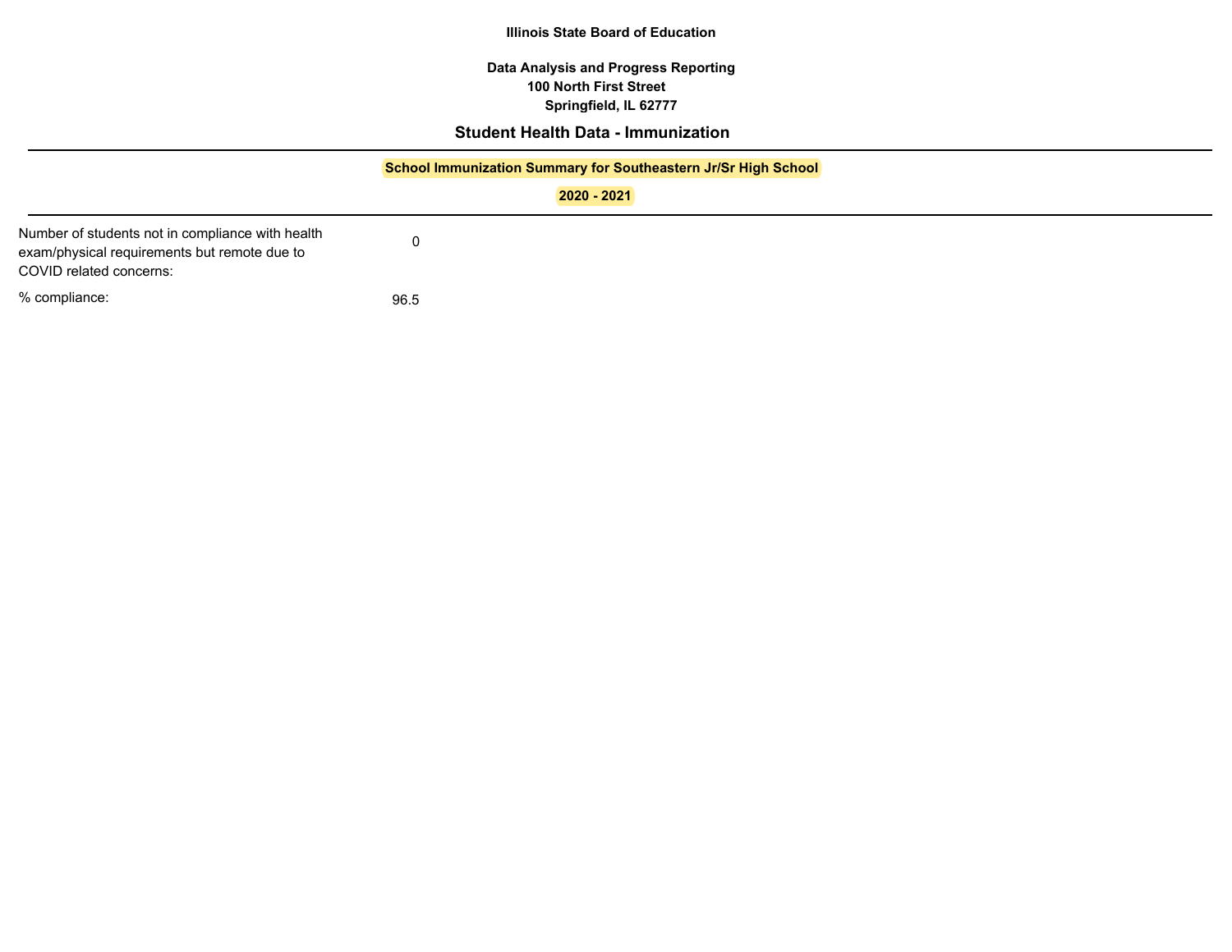**Illinois State Board of Education**

**Data Analysis and Progress Reporting**
**100 North First Street**
**Springfield, IL 62777**

## Student Health Data - Immunization

**School Immunization Summary for Southeastern Jr/Sr High School**

**2020 - 2021**

| | |
|---|---|
| Number of students not in compliance with health exam/physical requirements but remote due to COVID related concerns: | 0 |
| % compliance: | 96.5 |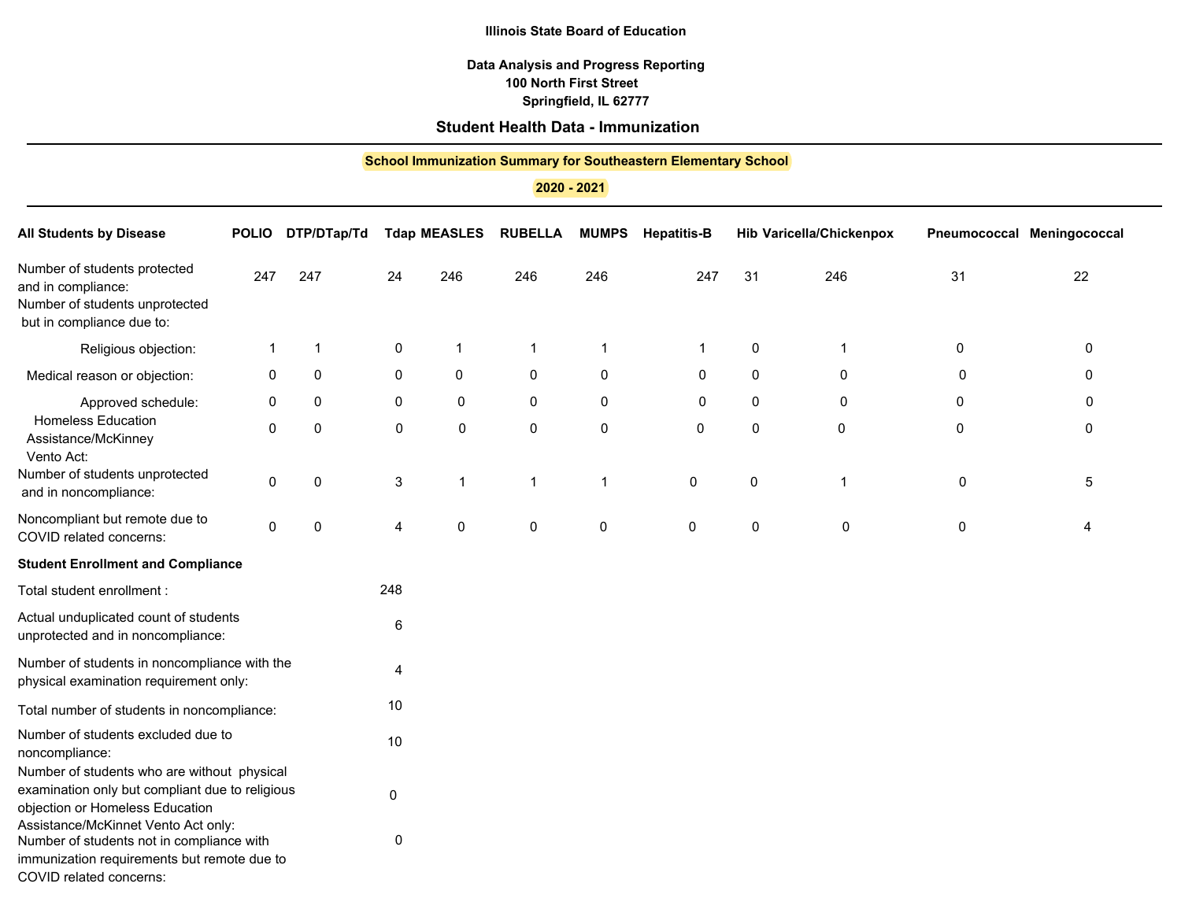**Illinois State Board of Education**

**Data Analysis and Progress Reporting**
**100 North First Street**
**Springfield, IL 62777**

## Student Health Data - Immunization

**School Immunization Summary for Southeastern Elementary School**

**2020 - 2021**

| All Students by Disease | POLIO | DTP/DTap/Td | Tdap | MEASLES | RUBELLA | MUMPS | Hepatitis-B | Hib | Varicella/Chickenpox | Pneumococcal | Meningococcal |
|---|---|---|---|---|---|---|---|---|---|---|---|
| Number of students protected and in compliance: | 247 | 247 | 24 | 246 | 246 | 246 | 247 | 31 | 246 | 31 | 22 |
| Number of students unprotected but in compliance due to: | | | | | | | | | | | |
| Religious objection: | 1 | 1 | 0 | 1 | 1 | 1 | 1 | 0 | 1 | 0 | 0 |
| Medical reason or objection: | 0 | 0 | 0 | 0 | 0 | 0 | 0 | 0 | 0 | 0 | 0 |
| Approved schedule: | 0 | 0 | 0 | 0 | 0 | 0 | 0 | 0 | 0 | 0 | 0 |
| Homeless Education Assistance/McKinney Vento Act: | 0 | 0 | 0 | 0 | 0 | 0 | 0 | 0 | 0 | 0 | 0 |
| Number of students unprotected and in noncompliance: | 0 | 0 | 3 | 1 | 1 | 1 | 0 | 0 | 1 | 0 | 5 |
| Noncompliant but remote due to COVID related concerns: | 0 | 0 | 4 | 0 | 0 | 0 | 0 | 0 | 0 | 0 | 4 |

**Student Enrollment and Compliance**

| | |
|---|---|
| Total student enrollment : | 248 |
| Actual unduplicated count of students unprotected and in noncompliance: | 6 |
| Number of students in noncompliance with the physical examination requirement only: | 4 |
| Total number of students in noncompliance: | 10 |
| Number of students excluded due to noncompliance: | 10 |
| Number of students who are without physical examination only but compliant due to religious objection or Homeless Education Assistance/McKinnet Vento Act only: | 0 |
| Number of students not in compliance with immunization requirements but remote due to COVID related concerns: | 0 |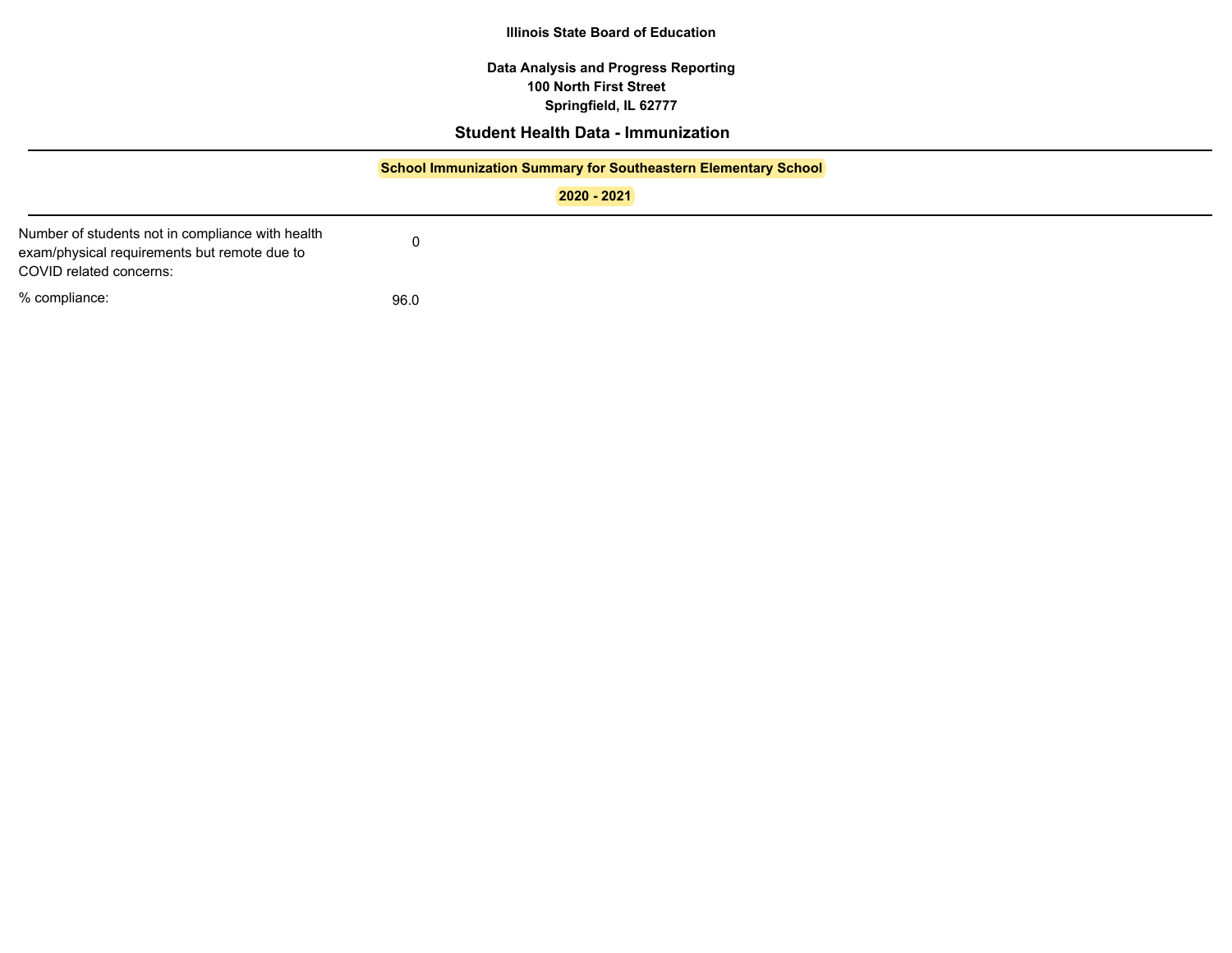**Illinois State Board of Education**

**Data Analysis and Progress Reporting**
**100 North First Street**
**Springfield, IL 62777**

## Student Health Data - Immunization

**School Immunization Summary for Southeastern Elementary School**

**2020 - 2021**

| | |
|---|---|
| Number of students not in compliance with health exam/physical requirements but remote due to COVID related concerns: | 0 |
| % compliance: | 96.0 |